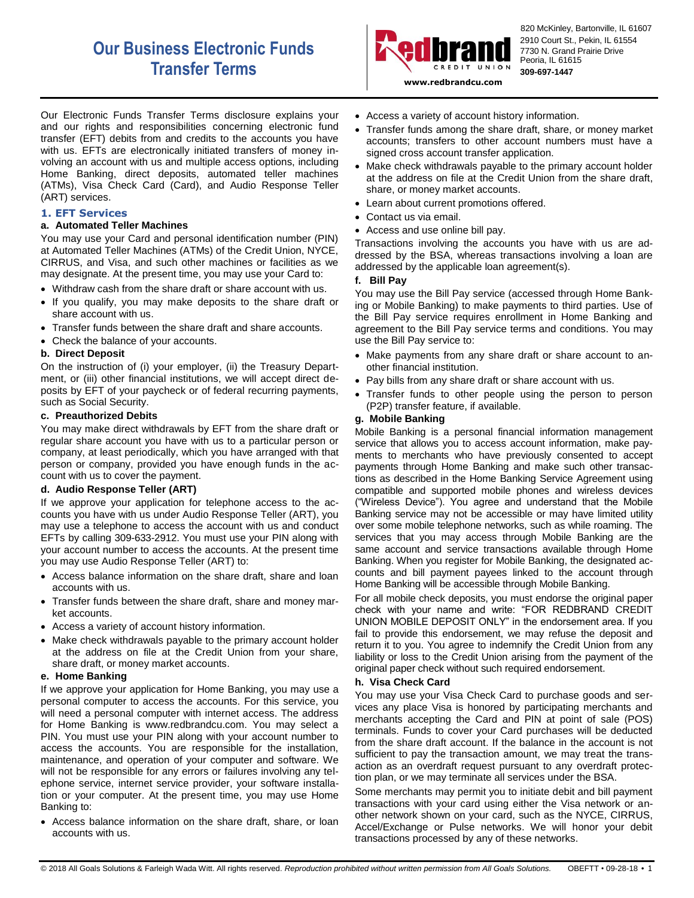# Our Business Electronic Funds Transfer Terms

820 McKinley, Bartonville, IL 61607
2910 Court St., Pekin, IL 61554
7730 N. Grand Prairie Drive
Peoria, IL 61615
**309-697-1447**

www.redbrandcu.com

Our Electronic Funds Transfer Terms disclosure explains your and our rights and responsibilities concerning electronic fund transfer (EFT) debits from and credits to the accounts you have with us. EFTs are electronically initiated transfers of money involving an account with us and multiple access options, including Home Banking, direct deposits, automated teller machines (ATMs), Visa Check Card (Card), and Audio Response Teller (ART) services.

## 1. EFT Services

### a. Automated Teller Machines

You may use your Card and personal identification number (PIN) at Automated Teller Machines (ATMs) of the Credit Union, NYCE, CIRRUS, and Visa, and such other machines or facilities as we may designate. At the present time, you may use your Card to:

- Withdraw cash from the share draft or share account with us.
- If you qualify, you may make deposits to the share draft or share account with us.
- Transfer funds between the share draft and share accounts.
- Check the balance of your accounts.

### b. Direct Deposit

On the instruction of (i) your employer, (ii) the Treasury Department, or (iii) other financial institutions, we will accept direct deposits by EFT of your paycheck or of federal recurring payments, such as Social Security.

### c. Preauthorized Debits

You may make direct withdrawals by EFT from the share draft or regular share account you have with us to a particular person or company, at least periodically, which you have arranged with that person or company, provided you have enough funds in the account with us to cover the payment.

### d. Audio Response Teller (ART)

If we approve your application for telephone access to the accounts you have with us under Audio Response Teller (ART), you may use a telephone to access the account with us and conduct EFTs by calling 309-633-2912. You must use your PIN along with your account number to access the accounts. At the present time you may use Audio Response Teller (ART) to:

- Access balance information on the share draft, share and loan accounts with us.
- Transfer funds between the share draft, share and money market accounts.
- Access a variety of account history information.
- Make check withdrawals payable to the primary account holder at the address on file at the Credit Union from your share, share draft, or money market accounts.

### e. Home Banking

If we approve your application for Home Banking, you may use a personal computer to access the accounts. For this service, you will need a personal computer with internet access. The address for Home Banking is www.redbrandcu.com. You may select a PIN. You must use your PIN along with your account number to access the accounts. You are responsible for the installation, maintenance, and operation of your computer and software. We will not be responsible for any errors or failures involving any telephone service, internet service provider, your software installation or your computer. At the present time, you may use Home Banking to:

- Access balance information on the share draft, share, or loan accounts with us.
- Access a variety of account history information.
- Transfer funds among the share draft, share, or money market accounts; transfers to other account numbers must have a signed cross account transfer application.
- Make check withdrawals payable to the primary account holder at the address on file at the Credit Union from the share draft, share, or money market accounts.
- Learn about current promotions offered.
- Contact us via email.
- Access and use online bill pay.

Transactions involving the accounts you have with us are addressed by the BSA, whereas transactions involving a loan are addressed by the applicable loan agreement(s).

### f. Bill Pay

You may use the Bill Pay service (accessed through Home Banking or Mobile Banking) to make payments to third parties. Use of the Bill Pay service requires enrollment in Home Banking and agreement to the Bill Pay service terms and conditions. You may use the Bill Pay service to:

- Make payments from any share draft or share account to another financial institution.
- Pay bills from any share draft or share account with us.
- Transfer funds to other people using the person to person (P2P) transfer feature, if available.

### g. Mobile Banking

Mobile Banking is a personal financial information management service that allows you to access account information, make payments to merchants who have previously consented to accept payments through Home Banking and make such other transactions as described in the Home Banking Service Agreement using compatible and supported mobile phones and wireless devices ("Wireless Device"). You agree and understand that the Mobile Banking service may not be accessible or may have limited utility over some mobile telephone networks, such as while roaming. The services that you may access through Mobile Banking are the same account and service transactions available through Home Banking. When you register for Mobile Banking, the designated accounts and bill payment payees linked to the account through Home Banking will be accessible through Mobile Banking.

For all mobile check deposits, you must endorse the original paper check with your name and write: "FOR REDBRAND CREDIT UNION MOBILE DEPOSIT ONLY" in the endorsement area. If you fail to provide this endorsement, we may refuse the deposit and return it to you. You agree to indemnify the Credit Union from any liability or loss to the Credit Union arising from the payment of the original paper check without such required endorsement.

### h. Visa Check Card

You may use your Visa Check Card to purchase goods and services any place Visa is honored by participating merchants and merchants accepting the Card and PIN at point of sale (POS) terminals. Funds to cover your Card purchases will be deducted from the share draft account. If the balance in the account is not sufficient to pay the transaction amount, we may treat the transaction as an overdraft request pursuant to any overdraft protection plan, or we may terminate all services under the BSA.

Some merchants may permit you to initiate debit and bill payment transactions with your card using either the Visa network or another network shown on your card, such as the NYCE, CIRRUS, Accel/Exchange or Pulse networks. We will honor your debit transactions processed by any of these networks.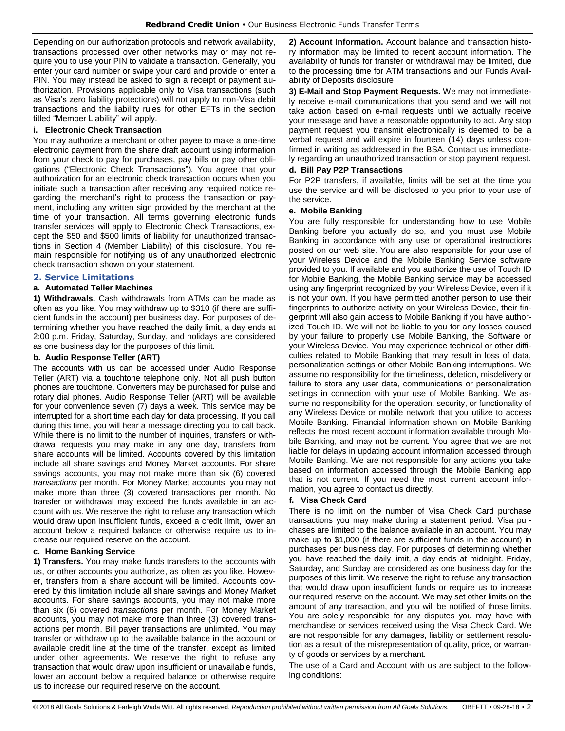Depending on our authorization protocols and network availability, transactions processed over other networks may or may not require you to use your PIN to validate a transaction. Generally, you enter your card number or swipe your card and provide or enter a PIN. You may instead be asked to sign a receipt or payment authorization. Provisions applicable only to Visa transactions (such as Visa's zero liability protections) will not apply to non-Visa debit transactions and the liability rules for other EFTs in the section titled "Member Liability" will apply.

#### i. Electronic Check Transaction

You may authorize a merchant or other payee to make a one-time electronic payment from the share draft account using information from your check to pay for purchases, pay bills or pay other obligations ("Electronic Check Transactions"). You agree that your authorization for an electronic check transaction occurs when you initiate such a transaction after receiving any required notice regarding the merchant's right to process the transaction or payment, including any written sign provided by the merchant at the time of your transaction. All terms governing electronic funds transfer services will apply to Electronic Check Transactions, except the $50 and $500 limits of liability for unauthorized transactions in Section 4 (Member Liability) of this disclosure. You remain responsible for notifying us of any unauthorized electronic check transaction shown on your statement.

### 2. Service Limitations

#### a. Automated Teller Machines

**1) Withdrawals.** Cash withdrawals from ATMs can be made as often as you like. You may withdraw up to $310 (if there are sufficient funds in the account) per business day. For purposes of determining whether you have reached the daily limit, a day ends at 2:00 p.m. Friday, Saturday, Sunday, and holidays are considered as one business day for the purposes of this limit.

#### b. Audio Response Teller (ART)

The accounts with us can be accessed under Audio Response Teller (ART) via a touchtone telephone only. Not all push button phones are touchtone. Converters may be purchased for pulse and rotary dial phones. Audio Response Teller (ART) will be available for your convenience seven (7) days a week. This service may be interrupted for a short time each day for data processing. If you call during this time, you will hear a message directing you to call back. While there is no limit to the number of inquiries, transfers or withdrawal requests you may make in any one day, transfers from share accounts will be limited. Accounts covered by this limitation include all share savings and Money Market accounts. For share savings accounts, you may not make more than six (6) covered *transactions* per month. For Money Market accounts, you may not make more than three (3) covered transactions per month. No transfer or withdrawal may exceed the funds available in an account with us. We reserve the right to refuse any transaction which would draw upon insufficient funds, exceed a credit limit, lower an account below a required balance or otherwise require us to increase our required reserve on the account.

#### c. Home Banking Service

**1) Transfers.** You may make funds transfers to the accounts with us, or other accounts you authorize, as often as you like. However, transfers from a share account will be limited. Accounts covered by this limitation include all share savings and Money Market accounts. For share savings accounts, you may not make more than six (6) covered *transactions* per month. For Money Market accounts, you may not make more than three (3) covered transactions per month. Bill payer transactions are unlimited. You may transfer or withdraw up to the available balance in the account or available credit line at the time of the transfer, except as limited under other agreements. We reserve the right to refuse any transaction that would draw upon insufficient or unavailable funds, lower an account below a required balance or otherwise require us to increase our required reserve on the account.

**2) Account Information.** Account balance and transaction history information may be limited to recent account information. The availability of funds for transfer or withdrawal may be limited, due to the processing time for ATM transactions and our Funds Availability of Deposits disclosure.

**3) E-Mail and Stop Payment Requests.** We may not immediately receive e-mail communications that you send and we will not take action based on e-mail requests until we actually receive your message and have a reasonable opportunity to act. Any stop payment request you transmit electronically is deemed to be a verbal request and will expire in fourteen (14) days unless confirmed in writing as addressed in the BSA. Contact us immediately regarding an unauthorized transaction or stop payment request.

#### d. Bill Pay P2P Transactions

For P2P transfers, if available, limits will be set at the time you use the service and will be disclosed to you prior to your use of the service.

#### e. Mobile Banking

You are fully responsible for understanding how to use Mobile Banking before you actually do so, and you must use Mobile Banking in accordance with any use or operational instructions posted on our web site. You are also responsible for your use of your Wireless Device and the Mobile Banking Service software provided to you. If available and you authorize the use of Touch ID for Mobile Banking, the Mobile Banking service may be accessed using any fingerprint recognized by your Wireless Device, even if it is not your own. If you have permitted another person to use their fingerprints to authorize activity on your Wireless Device, their fingerprint will also gain access to Mobile Banking if you have authorized Touch ID. We will not be liable to you for any losses caused by your failure to properly use Mobile Banking, the Software or your Wireless Device. You may experience technical or other difficulties related to Mobile Banking that may result in loss of data, personalization settings or other Mobile Banking interruptions. We assume no responsibility for the timeliness, deletion, misdelivery or failure to store any user data, communications or personalization settings in connection with your use of Mobile Banking. We assume no responsibility for the operation, security, or functionality of any Wireless Device or mobile network that you utilize to access Mobile Banking. Financial information shown on Mobile Banking reflects the most recent account information available through Mobile Banking, and may not be current. You agree that we are not liable for delays in updating account information accessed through Mobile Banking. We are not responsible for any actions you take based on information accessed through the Mobile Banking app that is not current. If you need the most current account information, you agree to contact us directly.

#### f. Visa Check Card

There is no limit on the number of Visa Check Card purchase transactions you may make during a statement period. Visa purchases are limited to the balance available in an account. You may make up to $1,000 (if there are sufficient funds in the account) in purchases per business day. For purposes of determining whether you have reached the daily limit, a day ends at midnight. Friday, Saturday, and Sunday are considered as one business day for the purposes of this limit. We reserve the right to refuse any transaction that would draw upon insufficient funds or require us to increase our required reserve on the account. We may set other limits on the amount of any transaction, and you will be notified of those limits. You are solely responsible for any disputes you may have with merchandise or services received using the Visa Check Card. We are not responsible for any damages, liability or settlement resolution as a result of the misrepresentation of quality, price, or warranty of goods or services by a merchant.

The use of a Card and Account with us are subject to the following conditions: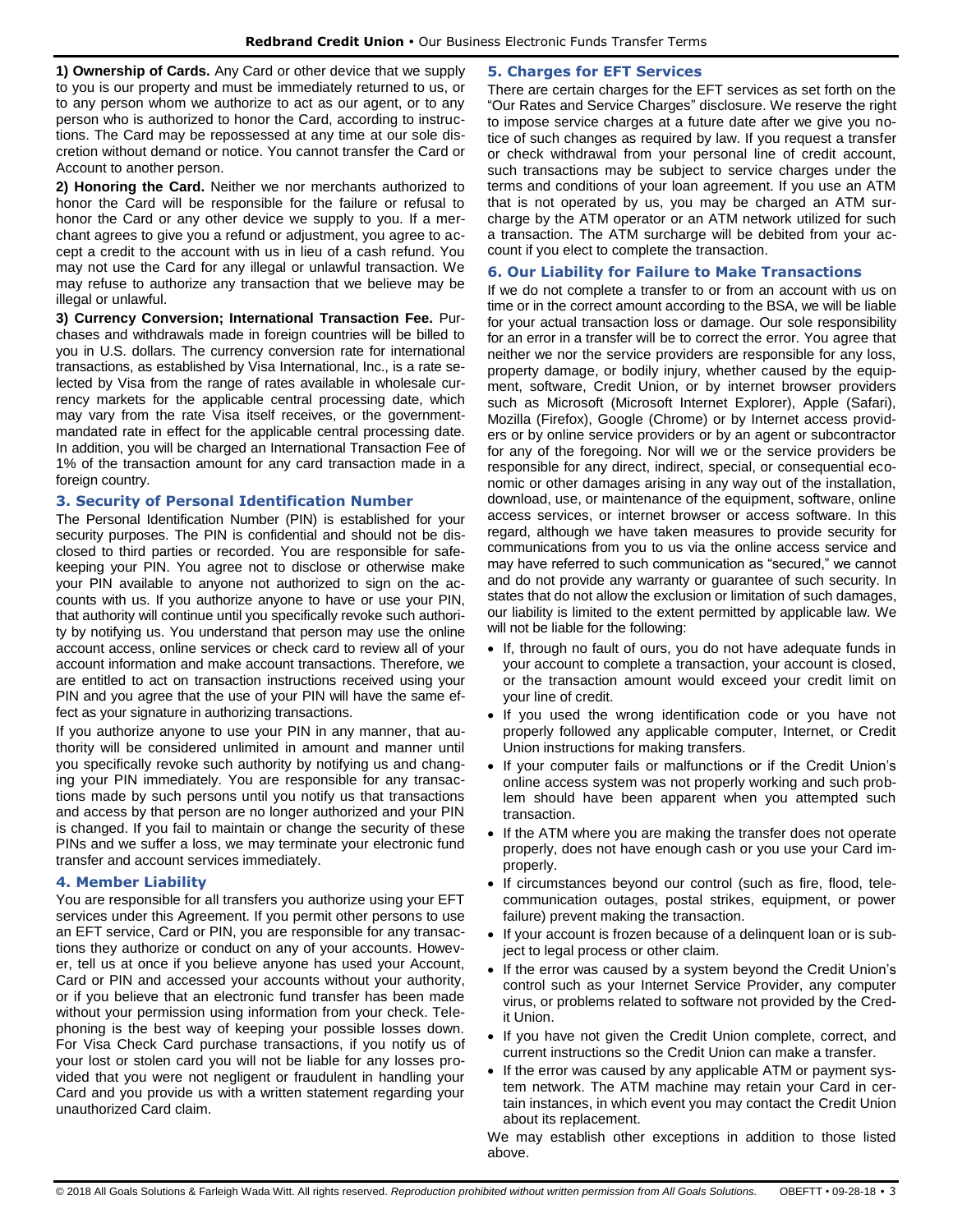**1) Ownership of Cards.** Any Card or other device that we supply to you is our property and must be immediately returned to us, or to any person whom we authorize to act as our agent, or to any person who is authorized to honor the Card, according to instructions. The Card may be repossessed at any time at our sole discretion without demand or notice. You cannot transfer the Card or Account to another person.

**2) Honoring the Card.** Neither we nor merchants authorized to honor the Card will be responsible for the failure or refusal to honor the Card or any other device we supply to you. If a merchant agrees to give you a refund or adjustment, you agree to accept a credit to the account with us in lieu of a cash refund. You may not use the Card for any illegal or unlawful transaction. We may refuse to authorize any transaction that we believe may be illegal or unlawful.

**3) Currency Conversion; International Transaction Fee.** Purchases and withdrawals made in foreign countries will be billed to you in U.S. dollars. The currency conversion rate for international transactions, as established by Visa International, Inc., is a rate selected by Visa from the range of rates available in wholesale currency markets for the applicable central processing date, which may vary from the rate Visa itself receives, or the government-mandated rate in effect for the applicable central processing date. In addition, you will be charged an International Transaction Fee of 1% of the transaction amount for any card transaction made in a foreign country.

### 3. Security of Personal Identification Number

The Personal Identification Number (PIN) is established for your security purposes. The PIN is confidential and should not be disclosed to third parties or recorded. You are responsible for safekeeping your PIN. You agree not to disclose or otherwise make your PIN available to anyone not authorized to sign on the accounts with us. If you authorize anyone to have or use your PIN, that authority will continue until you specifically revoke such authority by notifying us. You understand that person may use the online account access, online services or check card to review all of your account information and make account transactions. Therefore, we are entitled to act on transaction instructions received using your PIN and you agree that the use of your PIN will have the same effect as your signature in authorizing transactions.

If you authorize anyone to use your PIN in any manner, that authority will be considered unlimited in amount and manner until you specifically revoke such authority by notifying us and changing your PIN immediately. You are responsible for any transactions made by such persons until you notify us that transactions and access by that person are no longer authorized and your PIN is changed. If you fail to maintain or change the security of these PINs and we suffer a loss, we may terminate your electronic fund transfer and account services immediately.

### 4. Member Liability

You are responsible for all transfers you authorize using your EFT services under this Agreement. If you permit other persons to use an EFT service, Card or PIN, you are responsible for any transactions they authorize or conduct on any of your accounts. However, tell us at once if you believe anyone has used your Account, Card or PIN and accessed your accounts without your authority, or if you believe that an electronic fund transfer has been made without your permission using information from your check. Telephoning is the best way of keeping your possible losses down. For Visa Check Card purchase transactions, if you notify us of your lost or stolen card you will not be liable for any losses provided that you were not negligent or fraudulent in handling your Card and you provide us with a written statement regarding your unauthorized Card claim.

### 5. Charges for EFT Services

There are certain charges for the EFT services as set forth on the "Our Rates and Service Charges" disclosure. We reserve the right to impose service charges at a future date after we give you notice of such changes as required by law. If you request a transfer or check withdrawal from your personal line of credit account, such transactions may be subject to service charges under the terms and conditions of your loan agreement. If you use an ATM that is not operated by us, you may be charged an ATM surcharge by the ATM operator or an ATM network utilized for such a transaction. The ATM surcharge will be debited from your account if you elect to complete the transaction.

### 6. Our Liability for Failure to Make Transactions

If we do not complete a transfer to or from an account with us on time or in the correct amount according to the BSA, we will be liable for your actual transaction loss or damage. Our sole responsibility for an error in a transfer will be to correct the error. You agree that neither we nor the service providers are responsible for any loss, property damage, or bodily injury, whether caused by the equipment, software, Credit Union, or by internet browser providers such as Microsoft (Microsoft Internet Explorer), Apple (Safari), Mozilla (Firefox), Google (Chrome) or by Internet access providers or by online service providers or by an agent or subcontractor for any of the foregoing. Nor will we or the service providers be responsible for any direct, indirect, special, or consequential economic or other damages arising in any way out of the installation, download, use, or maintenance of the equipment, software, online access services, or internet browser or access software. In this regard, although we have taken measures to provide security for communications from you to us via the online access service and may have referred to such communication as "secured," we cannot and do not provide any warranty or guarantee of such security. In states that do not allow the exclusion or limitation of such damages, our liability is limited to the extent permitted by applicable law. We will not be liable for the following:

- If, through no fault of ours, you do not have adequate funds in your account to complete a transaction, your account is closed, or the transaction amount would exceed your credit limit on your line of credit.
- If you used the wrong identification code or you have not properly followed any applicable computer, Internet, or Credit Union instructions for making transfers.
- If your computer fails or malfunctions or if the Credit Union's online access system was not properly working and such problem should have been apparent when you attempted such transaction.
- If the ATM where you are making the transfer does not operate properly, does not have enough cash or you use your Card improperly.
- If circumstances beyond our control (such as fire, flood, telecommunication outages, postal strikes, equipment, or power failure) prevent making the transaction.
- If your account is frozen because of a delinquent loan or is subject to legal process or other claim.
- If the error was caused by a system beyond the Credit Union's control such as your Internet Service Provider, any computer virus, or problems related to software not provided by the Credit Union.
- If you have not given the Credit Union complete, correct, and current instructions so the Credit Union can make a transfer.
- If the error was caused by any applicable ATM or payment system network. The ATM machine may retain your Card in certain instances, in which event you may contact the Credit Union about its replacement.

We may establish other exceptions in addition to those listed above.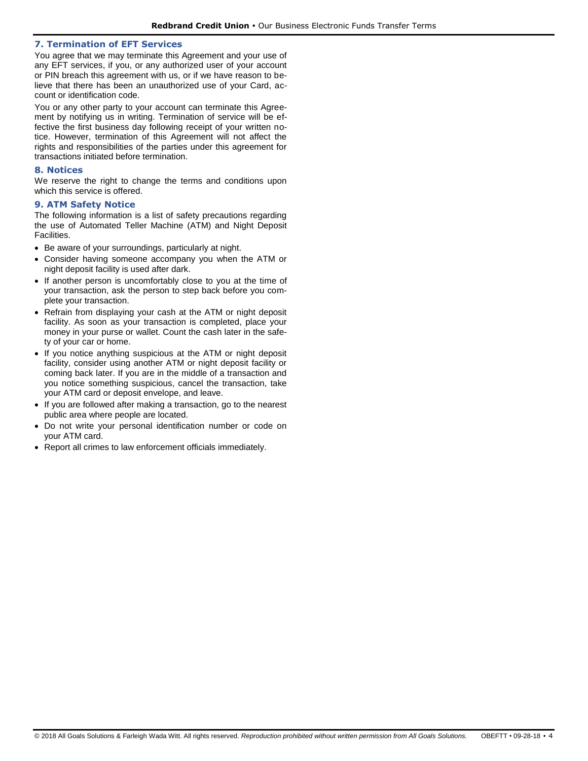## 7. Termination of EFT Services

You agree that we may terminate this Agreement and your use of any EFT services, if you, or any authorized user of your account or PIN breach this agreement with us, or if we have reason to believe that there has been an unauthorized use of your Card, account or identification code.

You or any other party to your account can terminate this Agreement by notifying us in writing. Termination of service will be effective the first business day following receipt of your written notice. However, termination of this Agreement will not affect the rights and responsibilities of the parties under this agreement for transactions initiated before termination.

## 8. Notices

We reserve the right to change the terms and conditions upon which this service is offered.

## 9. ATM Safety Notice

The following information is a list of safety precautions regarding the use of Automated Teller Machine (ATM) and Night Deposit Facilities.

- Be aware of your surroundings, particularly at night.
- Consider having someone accompany you when the ATM or night deposit facility is used after dark.
- If another person is uncomfortably close to you at the time of your transaction, ask the person to step back before you complete your transaction.
- Refrain from displaying your cash at the ATM or night deposit facility. As soon as your transaction is completed, place your money in your purse or wallet. Count the cash later in the safety of your car or home.
- If you notice anything suspicious at the ATM or night deposit facility, consider using another ATM or night deposit facility or coming back later. If you are in the middle of a transaction and you notice something suspicious, cancel the transaction, take your ATM card or deposit envelope, and leave.
- If you are followed after making a transaction, go to the nearest public area where people are located.
- Do not write your personal identification number or code on your ATM card.
- Report all crimes to law enforcement officials immediately.

© 2018 All Goals Solutions & Farleigh Wada Witt. All rights reserved. *Reproduction prohibited without written permission from All Goals Solutions.* OBEFTT • 09-28-18